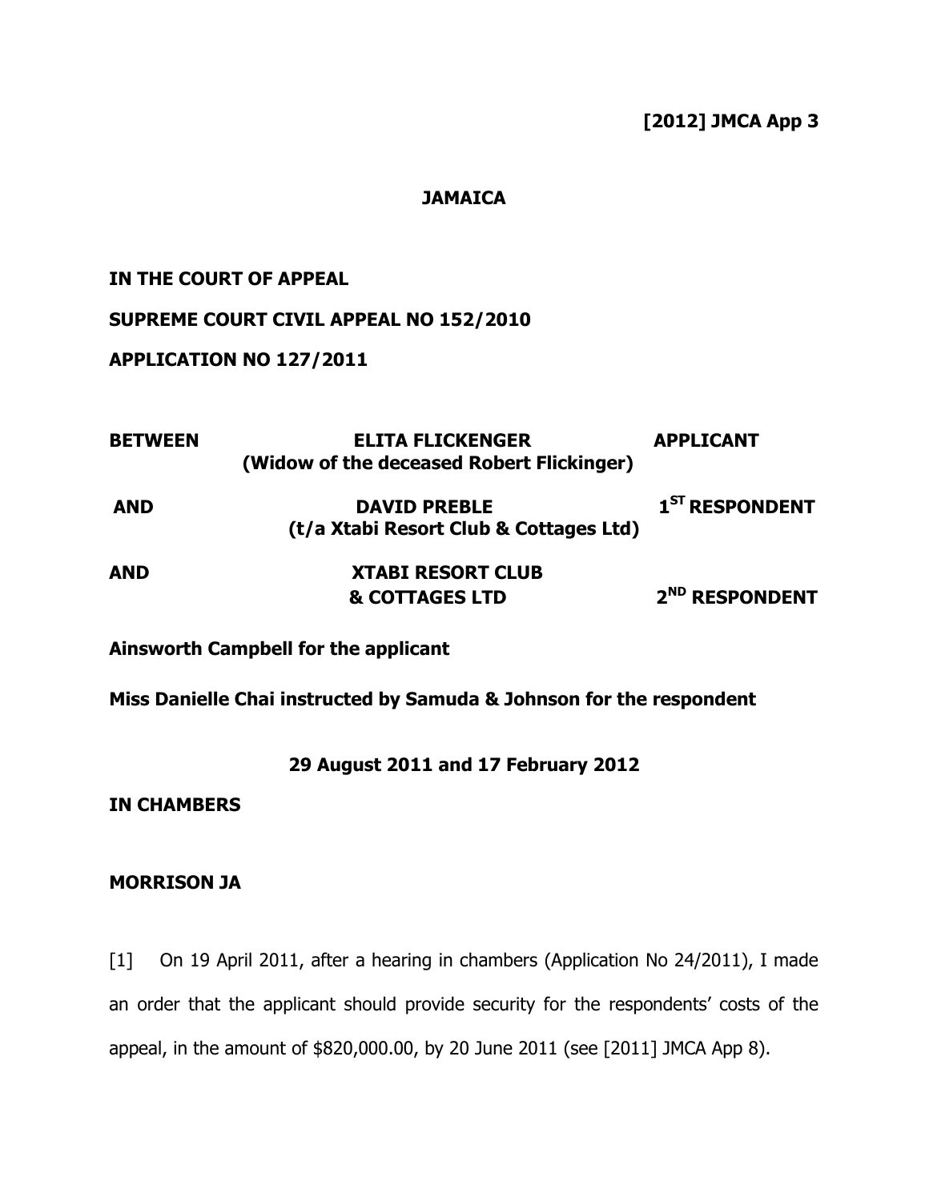**[2012] JMCA App 3**

**JAMAICA**

**IN THE COURT OF APPEAL**

**SUPREME COURT CIVIL APPEAL NO 152/2010**

**APPLICATION NO 127/2011**

| | | |
|---|---|---|
| **BETWEEN** | **ELITA FLICKENGER (Widow of the deceased Robert Flickinger)** | **APPLICANT** |
| **AND** | **DAVID PREBLE (t/a Xtabi Resort Club & Cottages Ltd)** | **1ST RESPONDENT** |
| **AND** | **XTABI RESORT CLUB & COTTAGES LTD** | **2ND RESPONDENT** |

**Ainsworth Campbell for the applicant**

**Miss Danielle Chai instructed by Samuda & Johnson for the respondent**

**29 August 2011 and 17 February 2012**

**IN CHAMBERS**

**MORRISON JA**

[1] On 19 April 2011, after a hearing in chambers (Application No 24/2011), I made an order that the applicant should provide security for the respondents' costs of the appeal, in the amount of $820,000.00, by 20 June 2011 (see [2011] JMCA App 8).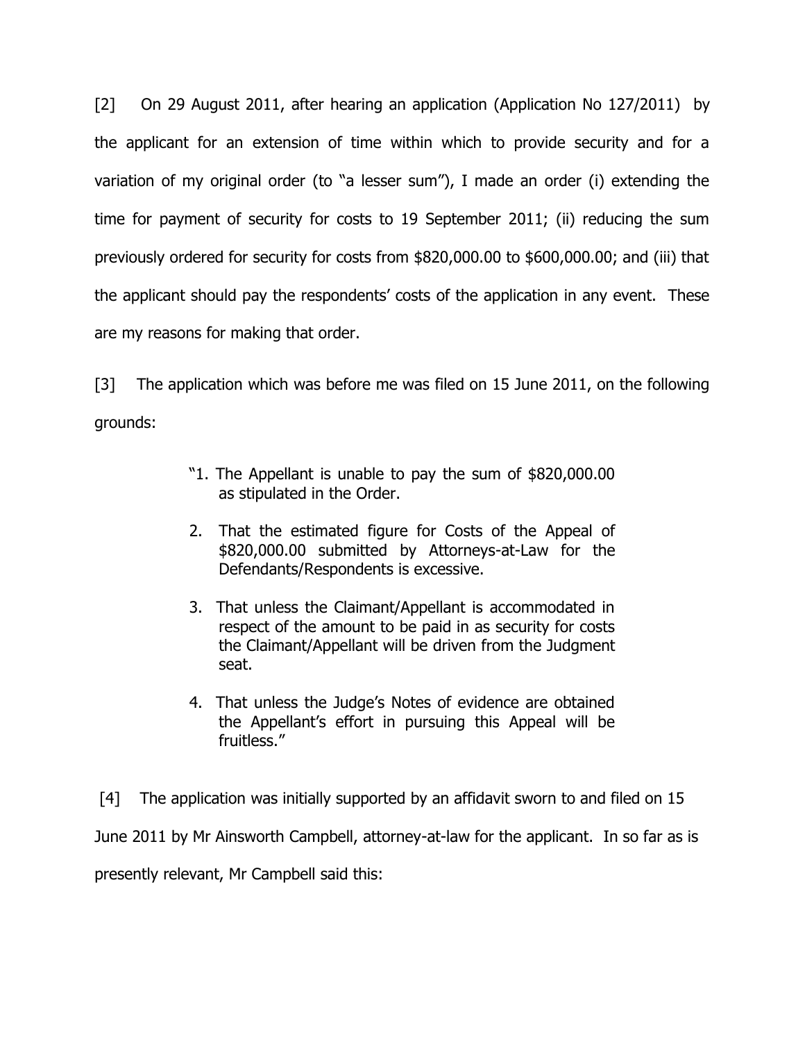[2] On 29 August 2011, after hearing an application (Application No 127/2011) by the applicant for an extension of time within which to provide security and for a variation of my original order (to "a lesser sum"), I made an order (i) extending the time for payment of security for costs to 19 September 2011; (ii) reducing the sum previously ordered for security for costs from $820,000.00 to $600,000.00; and (iii) that the applicant should pay the respondents' costs of the application in any event. These are my reasons for making that order.

[3] The application which was before me was filed on 15 June 2011, on the following grounds:

> "1. The Appellant is unable to pay the sum of $820,000.00 as stipulated in the Order.
>
> 2. That the estimated figure for Costs of the Appeal of $820,000.00 submitted by Attorneys-at-Law for the Defendants/Respondents is excessive.
>
> 3. That unless the Claimant/Appellant is accommodated in respect of the amount to be paid in as security for costs the Claimant/Appellant will be driven from the Judgment seat.
>
> 4. That unless the Judge's Notes of evidence are obtained the Appellant's effort in pursuing this Appeal will be fruitless."

[4] The application was initially supported by an affidavit sworn to and filed on 15 June 2011 by Mr Ainsworth Campbell, attorney-at-law for the applicant. In so far as is presently relevant, Mr Campbell said this: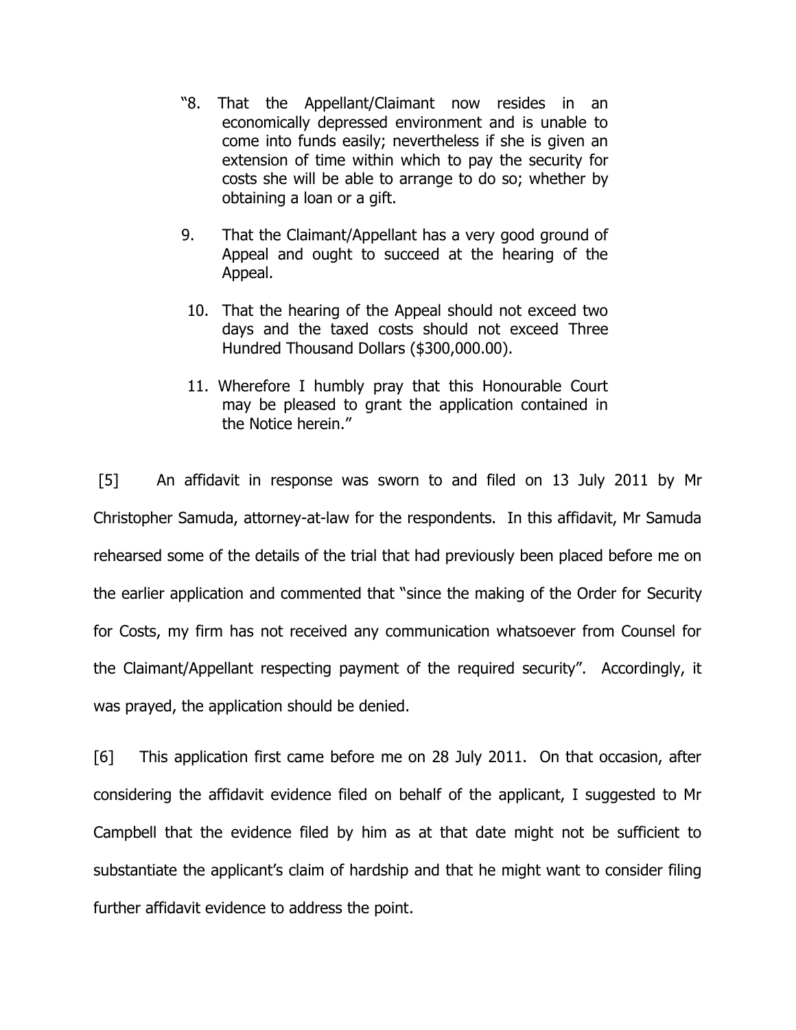> "8. That the Appellant/Claimant now resides in an economically depressed environment and is unable to come into funds easily; nevertheless if she is given an extension of time within which to pay the security for costs she will be able to arrange to do so; whether by obtaining a loan or a gift.
>
> 9. That the Claimant/Appellant has a very good ground of Appeal and ought to succeed at the hearing of the Appeal.
>
> 10. That the hearing of the Appeal should not exceed two days and the taxed costs should not exceed Three Hundred Thousand Dollars ($300,000.00).
>
> 11. Wherefore I humbly pray that this Honourable Court may be pleased to grant the application contained in the Notice herein."

[5] An affidavit in response was sworn to and filed on 13 July 2011 by Mr Christopher Samuda, attorney-at-law for the respondents. In this affidavit, Mr Samuda rehearsed some of the details of the trial that had previously been placed before me on the earlier application and commented that "since the making of the Order for Security for Costs, my firm has not received any communication whatsoever from Counsel for the Claimant/Appellant respecting payment of the required security". Accordingly, it was prayed, the application should be denied.

[6] This application first came before me on 28 July 2011. On that occasion, after considering the affidavit evidence filed on behalf of the applicant, I suggested to Mr Campbell that the evidence filed by him as at that date might not be sufficient to substantiate the applicant's claim of hardship and that he might want to consider filing further affidavit evidence to address the point.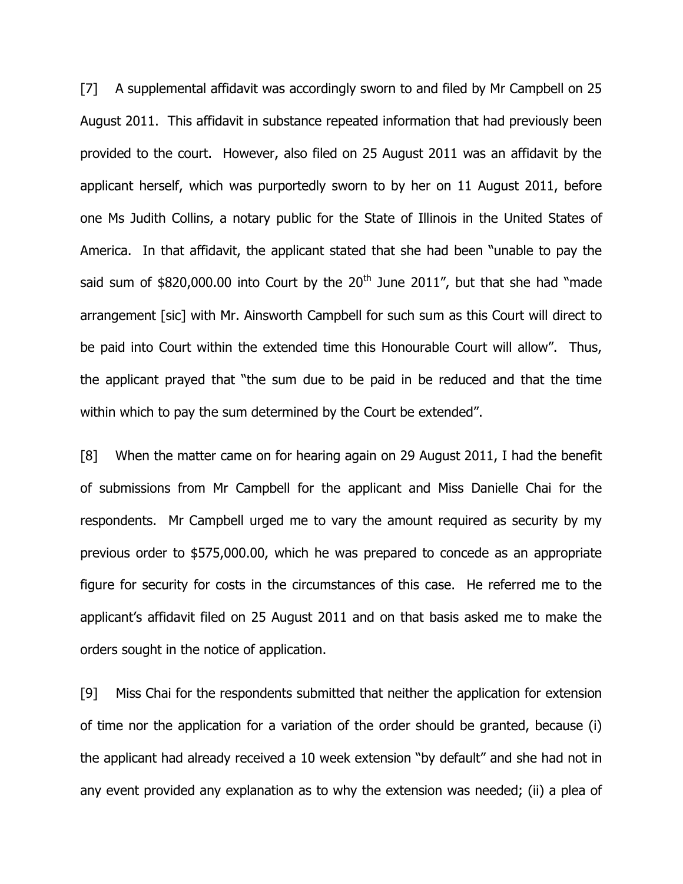[7] A supplemental affidavit was accordingly sworn to and filed by Mr Campbell on 25 August 2011. This affidavit in substance repeated information that had previously been provided to the court. However, also filed on 25 August 2011 was an affidavit by the applicant herself, which was purportedly sworn to by her on 11 August 2011, before one Ms Judith Collins, a notary public for the State of Illinois in the United States of America. In that affidavit, the applicant stated that she had been "unable to pay the said sum of $820,000.00 into Court by the 20th June 2011", but that she had "made arrangement [sic] with Mr. Ainsworth Campbell for such sum as this Court will direct to be paid into Court within the extended time this Honourable Court will allow". Thus, the applicant prayed that "the sum due to be paid in be reduced and that the time within which to pay the sum determined by the Court be extended".

[8] When the matter came on for hearing again on 29 August 2011, I had the benefit of submissions from Mr Campbell for the applicant and Miss Danielle Chai for the respondents. Mr Campbell urged me to vary the amount required as security by my previous order to $575,000.00, which he was prepared to concede as an appropriate figure for security for costs in the circumstances of this case. He referred me to the applicant's affidavit filed on 25 August 2011 and on that basis asked me to make the orders sought in the notice of application.

[9] Miss Chai for the respondents submitted that neither the application for extension of time nor the application for a variation of the order should be granted, because (i) the applicant had already received a 10 week extension "by default" and she had not in any event provided any explanation as to why the extension was needed; (ii) a plea of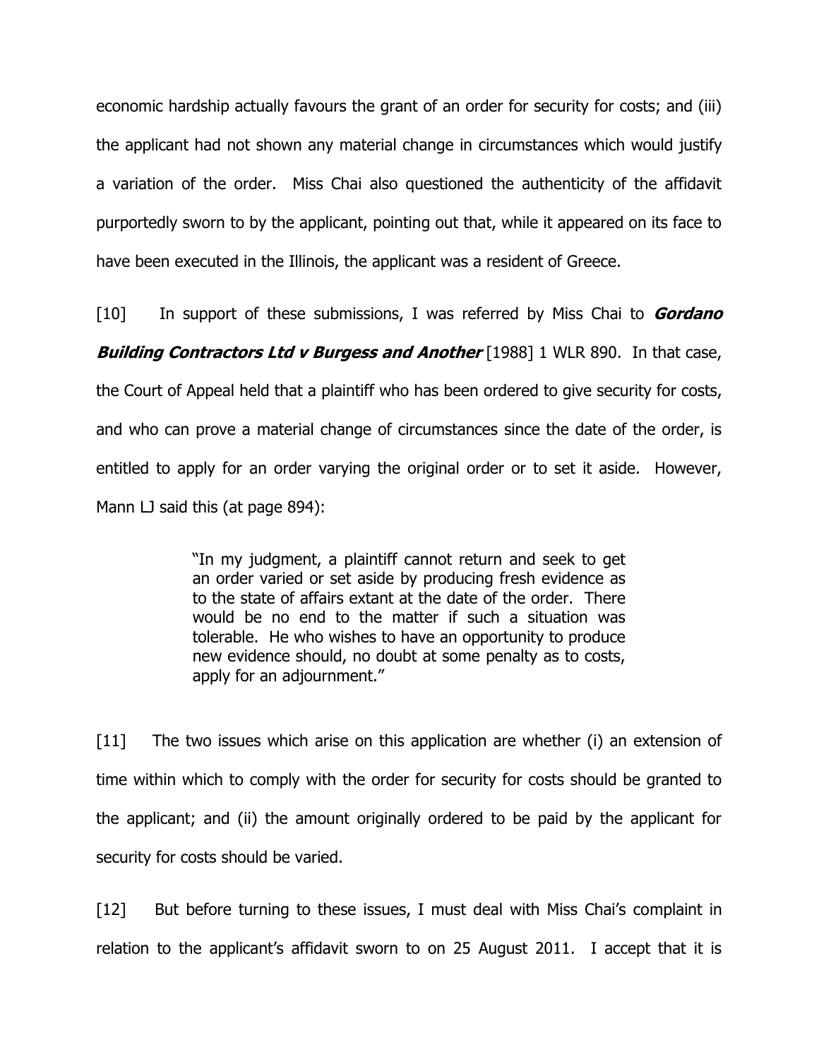economic hardship actually favours the grant of an order for security for costs; and (iii) the applicant had not shown any material change in circumstances which would justify a variation of the order. Miss Chai also questioned the authenticity of the affidavit purportedly sworn to by the applicant, pointing out that, while it appeared on its face to have been executed in the Illinois, the applicant was a resident of Greece.

[10] In support of these submissions, I was referred by Miss Chai to ***Gordano Building Contractors Ltd v Burgess and Another*** [1988] 1 WLR 890. In that case, the Court of Appeal held that a plaintiff who has been ordered to give security for costs, and who can prove a material change of circumstances since the date of the order, is entitled to apply for an order varying the original order or to set it aside. However, Mann LJ said this (at page 894):

> "In my judgment, a plaintiff cannot return and seek to get an order varied or set aside by producing fresh evidence as to the state of affairs extant at the date of the order. There would be no end to the matter if such a situation was tolerable. He who wishes to have an opportunity to produce new evidence should, no doubt at some penalty as to costs, apply for an adjournment."

[11] The two issues which arise on this application are whether (i) an extension of time within which to comply with the order for security for costs should be granted to the applicant; and (ii) the amount originally ordered to be paid by the applicant for security for costs should be varied.

[12] But before turning to these issues, I must deal with Miss Chai's complaint in relation to the applicant's affidavit sworn to on 25 August 2011. I accept that it is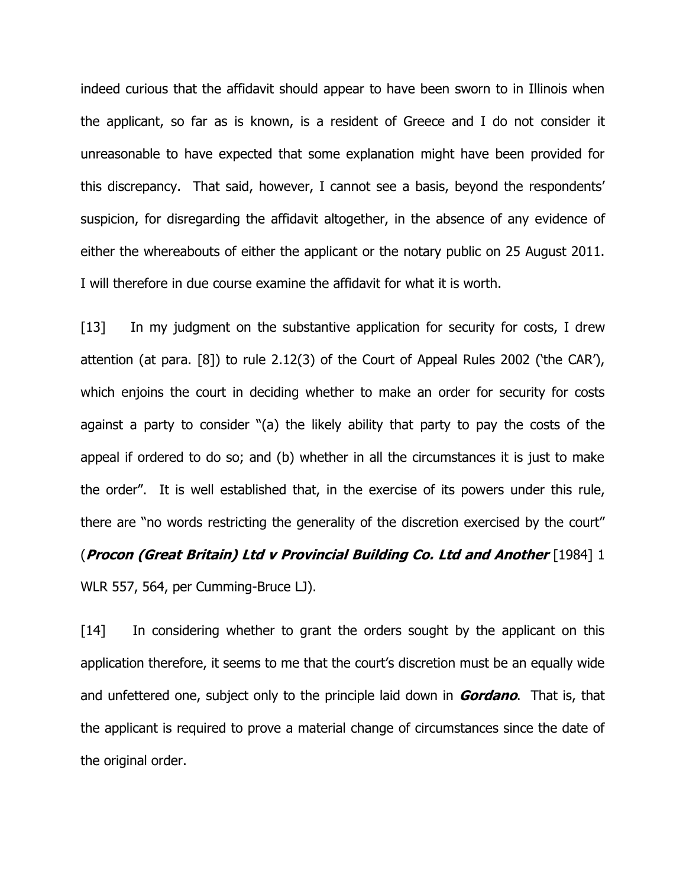indeed curious that the affidavit should appear to have been sworn to in Illinois when the applicant, so far as is known, is a resident of Greece and I do not consider it unreasonable to have expected that some explanation might have been provided for this discrepancy. That said, however, I cannot see a basis, beyond the respondents' suspicion, for disregarding the affidavit altogether, in the absence of any evidence of either the whereabouts of either the applicant or the notary public on 25 August 2011. I will therefore in due course examine the affidavit for what it is worth.

[13] In my judgment on the substantive application for security for costs, I drew attention (at para. [8]) to rule 2.12(3) of the Court of Appeal Rules 2002 ('the CAR'), which enjoins the court in deciding whether to make an order for security for costs against a party to consider "(a) the likely ability that party to pay the costs of the appeal if ordered to do so; and (b) whether in all the circumstances it is just to make the order". It is well established that, in the exercise of its powers under this rule, there are "no words restricting the generality of the discretion exercised by the court" (***Procon (Great Britain) Ltd v Provincial Building Co. Ltd and Another*** [1984] 1 WLR 557, 564, per Cumming-Bruce LJ).

[14] In considering whether to grant the orders sought by the applicant on this application therefore, it seems to me that the court's discretion must be an equally wide and unfettered one, subject only to the principle laid down in ***Gordano***. That is, that the applicant is required to prove a material change of circumstances since the date of the original order.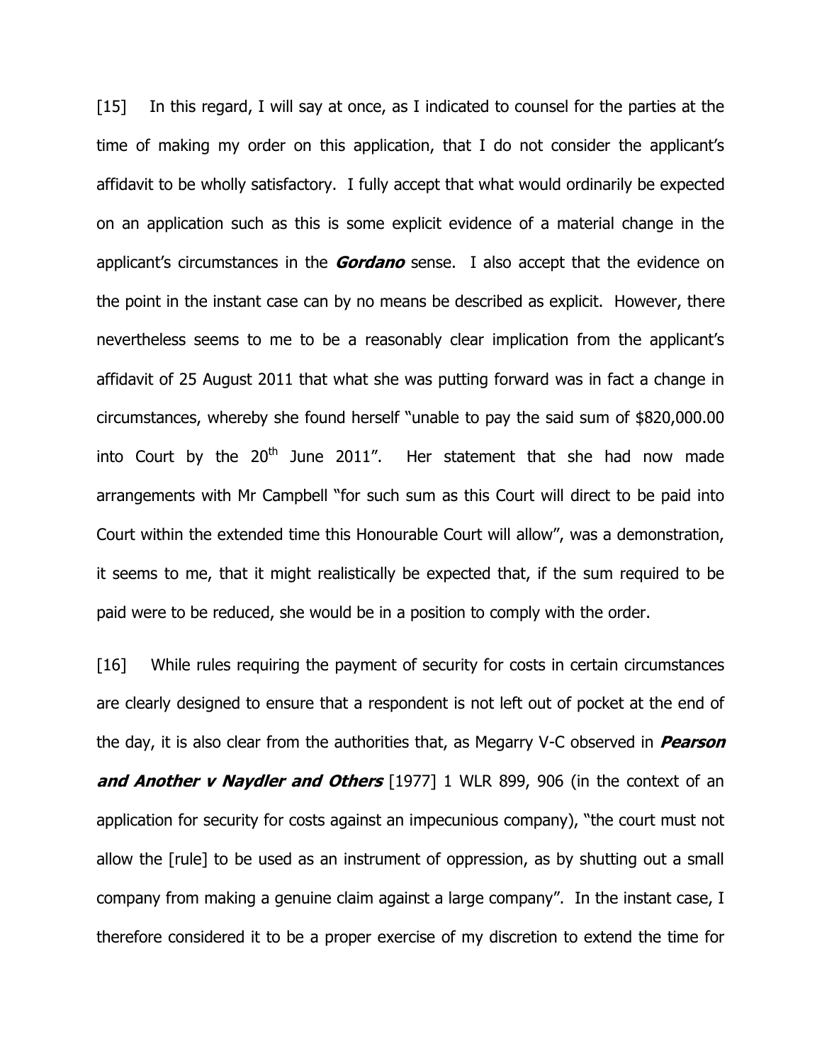[15] In this regard, I will say at once, as I indicated to counsel for the parties at the time of making my order on this application, that I do not consider the applicant's affidavit to be wholly satisfactory. I fully accept that what would ordinarily be expected on an application such as this is some explicit evidence of a material change in the applicant's circumstances in the ***Gordano*** sense. I also accept that the evidence on the point in the instant case can by no means be described as explicit. However, there nevertheless seems to me to be a reasonably clear implication from the applicant's affidavit of 25 August 2011 that what she was putting forward was in fact a change in circumstances, whereby she found herself "unable to pay the said sum of $820,000.00 into Court by the 20th June 2011". Her statement that she had now made arrangements with Mr Campbell "for such sum as this Court will direct to be paid into Court within the extended time this Honourable Court will allow", was a demonstration, it seems to me, that it might realistically be expected that, if the sum required to be paid were to be reduced, she would be in a position to comply with the order.

[16] While rules requiring the payment of security for costs in certain circumstances are clearly designed to ensure that a respondent is not left out of pocket at the end of the day, it is also clear from the authorities that, as Megarry V-C observed in ***Pearson and Another v Naydler and Others*** [1977] 1 WLR 899, 906 (in the context of an application for security for costs against an impecunious company), "the court must not allow the [rule] to be used as an instrument of oppression, as by shutting out a small company from making a genuine claim against a large company". In the instant case, I therefore considered it to be a proper exercise of my discretion to extend the time for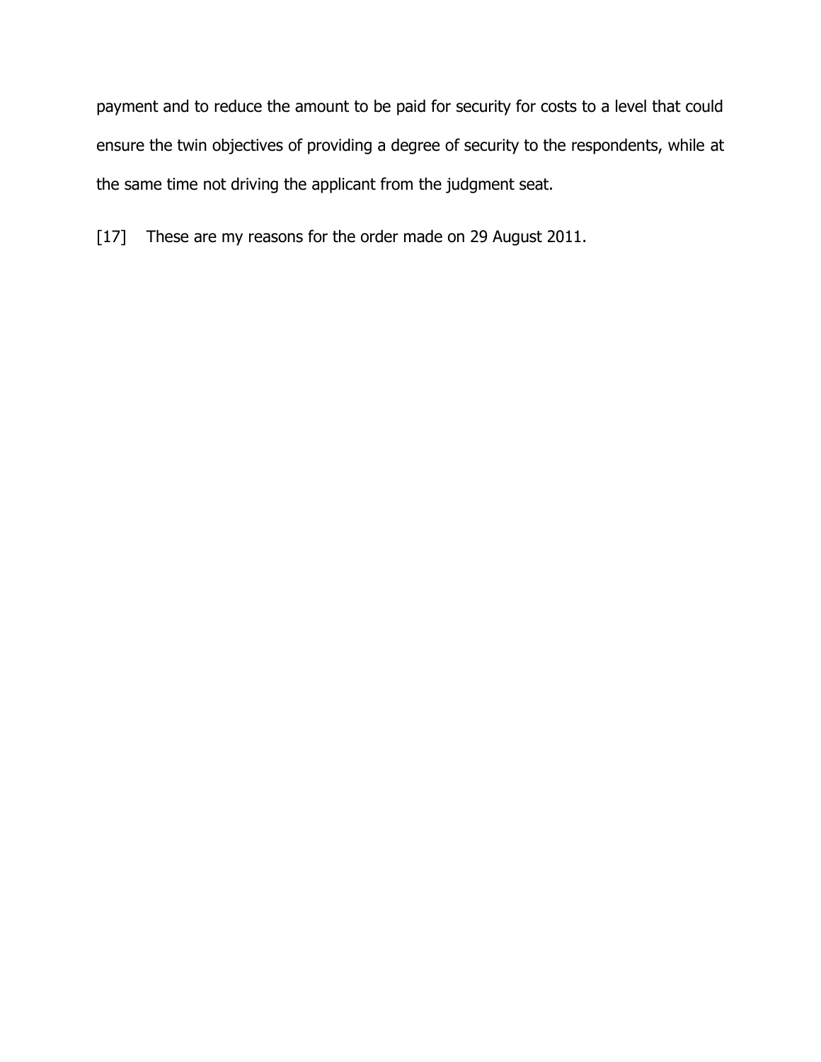payment and to reduce the amount to be paid for security for costs to a level that could ensure the twin objectives of providing a degree of security to the respondents, while at the same time not driving the applicant from the judgment seat.

[17] These are my reasons for the order made on 29 August 2011.